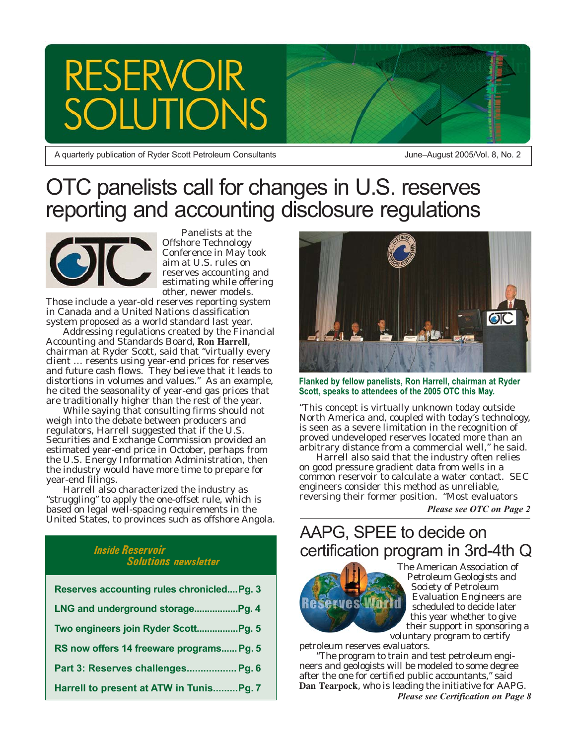# RESERVOIR SOLUTIONS

A quarterly publication of Ryder Scott Petroleum Consultants

June–August 2005/Vol. 8, No. 2

# OTC panelists call for changes in U.S. reserves reporting and accounting disclosure regulations

Panelists at the Offshore Technology Conference in May took aim at U.S. rules on reserves accounting and estimating while offering other, newer models. Those include a year-old reserves reporting system in Canada and a United Nations classification system proposed as a world standard last year.

Addressing regulations created by the Financial Accounting and Standards Board, **Ron Harrell**, chairman at Ryder Scott, said that "virtually every client … resents using year-end prices for reserves and future cash flows. They believe that it leads to distortions in volumes and values." As an example, he cited the seasonality of year-end gas prices that are traditionally higher than the rest of the year.

While saying that consulting firms should not weigh into the debate between producers and regulators, Harrell suggested that if the U.S. Securities and Exchange Commission provided an estimated year-end price in October, perhaps from the U.S. Energy Information Administration, then the industry would have more time to prepare for year-end filings.

Harrell also characterized the industry as "struggling" to apply the one-offset rule, which is based on legal well-spacing requirements in the United States, to provinces such as offshore Angola.

**Flanked by fellow panelists, Ron Harrell, chairman at Ryder Scott, speaks to attendees of the 2005 OTC this May.**

"This concept is virtually unknown today outside North America and, coupled with today's technology, is seen as a severe limitation in the recognition of proved undeveloped reserves located more than an arbitrary distance from a commercial well," he said.

Harrell also said that the industry often relies on good pressure gradient data from wells in a common reservoir to calculate a water contact. SEC engineers consider this method as unreliable, reversing their former position. "Most evaluators

*Please see OTC on Page 2*

## Inside Reservoir Solutions newsletter

- Reserves accounting rules chronicled....Pg. 3
- LNG and underground storage.................Pg. 4
- Two engineers join Ryder Scott................Pg. 5
- RS now offers 14 freeware programs......Pg. 5
- Part 3: Reserves challenges.................. Pg. 6
- Harrell to present at ATW in Tunis.........Pg. 7

# AAPG, SPEE to decide on certification program in 3rd-4th Q

The American Association of Petroleum Geologists and Society of Petroleum Evaluation Engineers are scheduled to decide later this year whether to give their support in sponsoring a voluntary program to certify petroleum reserves evaluators.

"The program to train and test petroleum engineers and geologists will be modeled to some degree after the one for certified public accountants," said **Dan Tearpock**, who is leading the initiative for AAPG.

*Please see Certification on Page 8*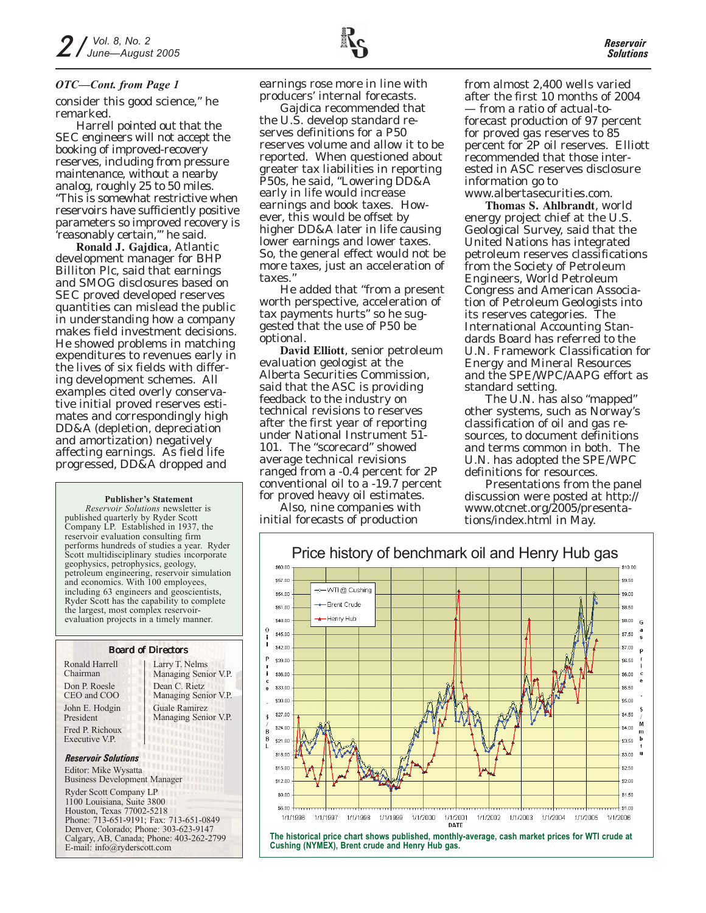*OTC—Cont. from Page 1*

consider this good science," he remarked.

Harrell pointed out that the SEC engineers will not accept the booking of improved-recovery reserves, including from pressure maintenance, without a nearby analog, roughly 25 to 50 miles. "This is somewhat restrictive when reservoirs have sufficiently positive parameters so improved recovery is 'reasonably certain,'" he said.

**Ronald J. Gajdica**, Atlantic development manager for BHP Billiton Plc, said that earnings and SMOG disclosures based on SEC proved developed reserves quantities can mislead the public in understanding how a company makes field investment decisions. He showed problems in matching expenditures to revenues early in the lives of six fields with differing development schemes. All examples cited overly conservative initial proved reserves estimates and correspondingly high DD&A (depletion, depreciation and amortization) negatively affecting earnings. As field life progressed, DD&A dropped and earnings rose more in line with producers' internal forecasts.

Gajdica recommended that the U.S. develop standard reserves definitions for a P50 reserves volume and allow it to be reported. When questioned about greater tax liabilities in reporting P50s, he said, "Lowering DD&A early in life would increase earnings and book taxes. However, this would be offset by higher DD&A later in life causing lower earnings and lower taxes. So, the general effect would not be more taxes, just an acceleration of taxes."

He added that "from a present worth perspective, acceleration of tax payments hurts" so he suggested that the use of P50 be optional.

**David Elliott**, senior petroleum evaluation geologist at the Alberta Securities Commission, said that the ASC is providing feedback to the industry on technical revisions to reserves after the first year of reporting under National Instrument 51-101. The "scorecard" showed average technical revisions ranged from a -0.4 percent for 2P conventional oil to a -19.7 percent for proved heavy oil estimates.

Also, nine companies with initial forecasts of production from almost 2,400 wells varied after the first 10 months of 2004 — from a ratio of actual-to-forecast production of 97 percent for proved gas reserves to 85 percent for 2P oil reserves. Elliott recommended that those interested in ASC reserves disclosure information go to www.albertasecurities.com.

**Thomas S. Ahlbrandt**, world energy project chief at the U.S. Geological Survey, said that the United Nations has integrated petroleum reserves classifications from the Society of Petroleum Engineers, World Petroleum Congress and American Association of Petroleum Geologists into its reserves categories. The International Accounting Standards Board has referred to the U.N. Framework Classification for Energy and Mineral Resources and the SPE/WPC/AAPG effort as standard setting.

The U.N. has also "mapped" other systems, such as Norway's classification of oil and gas resources, to document definitions and terms common in both. The U.N. has adopted the SPE/WPC definitions for resources.

Presentations from the panel discussion were posted at http://www.otcnet.org/2005/presentations/index.html in May.

**Publisher's Statement**

*Reservoir Solutions* newsletter is published quarterly by Ryder Scott Company LP. Established in 1937, the reservoir evaluation consulting firm performs hundreds of studies a year. Ryder Scott multidisciplinary studies incorporate geophysics, petrophysics, geology, petroleum engineering, reservoir simulation and economics. With 100 employees, including 63 engineers and geoscientists, Ryder Scott has the capability to complete the largest, most complex reservoir-evaluation projects in a timely manner.

**Board of Directors**

Ronald Harrell, Chairman
Don P. Roesle, CEO and COO
John E. Hodgin, President
Fred P. Richoux, Executive V.P.
Larry T. Nelms, Managing Senior V.P.
Dean C. Rietz, Managing Senior V.P.
Guale Ramirez, Managing Senior V.P.

***Reservoir Solutions***

Editor: Mike Wysatta
Business Development Manager

Ryder Scott Company LP
1100 Louisiana, Suite 3800
Houston, Texas 77002-5218
Phone: 713-651-9191; Fax: 713-651-0849
Denver, Colorado; Phone: 303-623-9147
Calgary, AB, Canada; Phone: 403-262-2799
E-mail: info@ryderscott.com

**Price history of benchmark oil and Henry Hub gas**

**The historical price chart shows published, monthly-average, cash market prices for WTI crude at Cushing (NYMEX), Brent crude and Henry Hub gas.**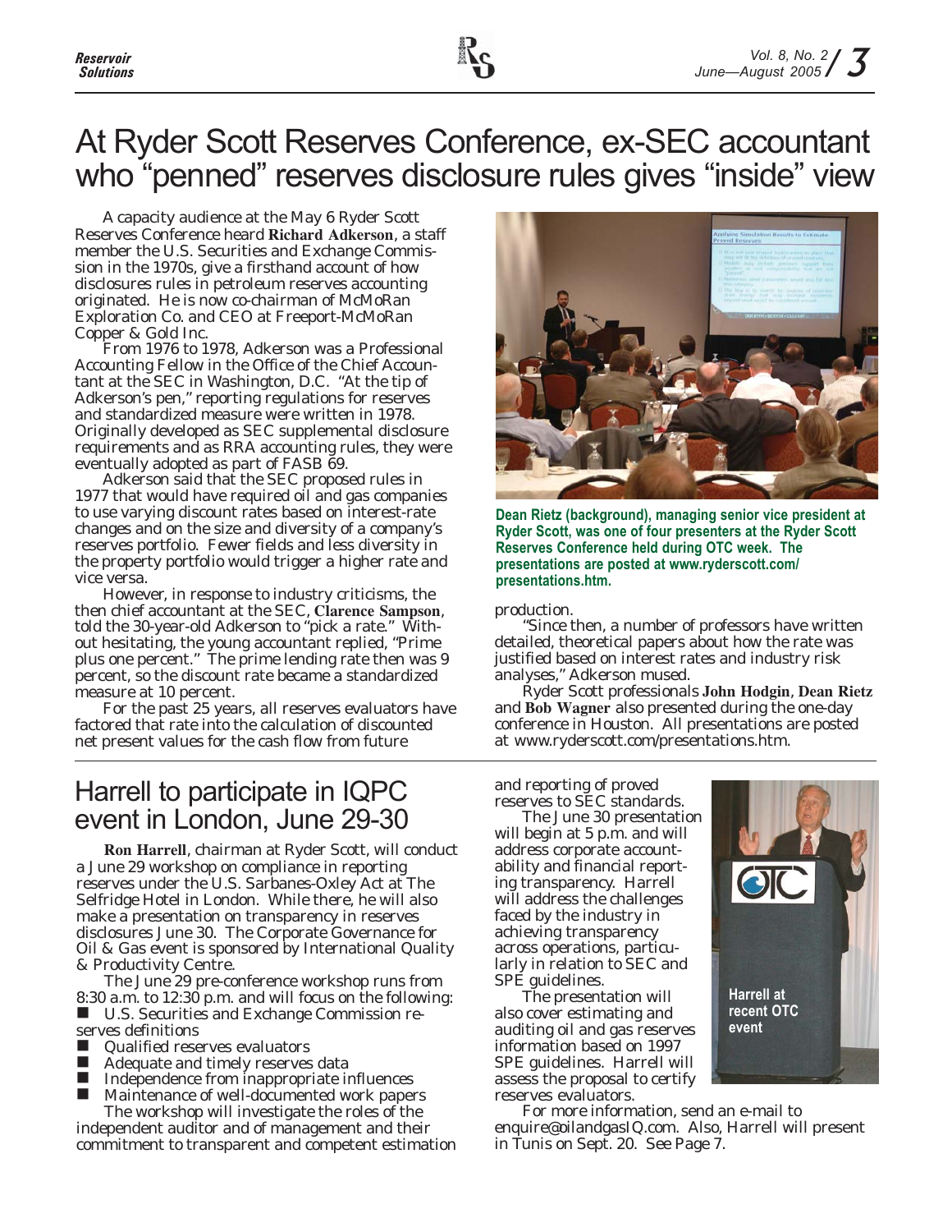# At Ryder Scott Reserves Conference, ex-SEC accountant who "penned" reserves disclosure rules gives "inside" view

A capacity audience at the May 6 Ryder Scott Reserves Conference heard **Richard Adkerson**, a staff member the U.S. Securities and Exchange Commission in the 1970s, give a firsthand account of how disclosures rules in petroleum reserves accounting originated. He is now co-chairman of McMoRan Exploration Co. and CEO at Freeport-McMoRan Copper & Gold Inc.

From 1976 to 1978, Adkerson was a Professional Accounting Fellow in the Office of the Chief Accountant at the SEC in Washington, D.C. "At the tip of Adkerson's pen," reporting regulations for reserves and standardized measure were written in 1978. Originally developed as SEC supplemental disclosure requirements and as RRA accounting rules, they were eventually adopted as part of FASB 69.

Adkerson said that the SEC proposed rules in 1977 that would have required oil and gas companies to use varying discount rates based on interest-rate changes and on the size and diversity of a company's reserves portfolio. Fewer fields and less diversity in the property portfolio would trigger a higher rate and vice versa.

However, in response to industry criticisms, the then chief accountant at the SEC, **Clarence Sampson**, told the 30-year-old Adkerson to "pick a rate." Without hesitating, the young accountant replied, "Prime plus one percent." The prime lending rate then was 9 percent, so the discount rate became a standardized measure at 10 percent.

For the past 25 years, all reserves evaluators have factored that rate into the calculation of discounted net present values for the cash flow from future production.

Dean Rietz (background), managing senior vice president at Ryder Scott, was one of four presenters at the Ryder Scott Reserves Conference held during OTC week. The presentations are posted at www.ryderscott.com/presentations.htm.

"Since then, a number of professors have written detailed, theoretical papers about how the rate was justified based on interest rates and industry risk analyses," Adkerson mused.

Ryder Scott professionals **John Hodgin**, **Dean Rietz** and **Bob Wagner** also presented during the one-day conference in Houston. All presentations are posted at www.ryderscott.com/presentations.htm.

## Harrell to participate in IQPC event in London, June 29-30

**Ron Harrell**, chairman at Ryder Scott, will conduct a June 29 workshop on compliance in reporting reserves under the U.S. Sarbanes-Oxley Act at The Selfridge Hotel in London. While there, he will also make a presentation on transparency in reserves disclosures June 30. The Corporate Governance for Oil & Gas event is sponsored by International Quality & Productivity Centre.

The June 29 pre-conference workshop runs from 8:30 a.m. to 12:30 p.m. and will focus on the following:

- U.S. Securities and Exchange Commission reserves definitions
- Qualified reserves evaluators
- Adequate and timely reserves data
- Independence from inappropriate influences
- Maintenance of well-documented work papers

The workshop will investigate the roles of the independent auditor and of management and their commitment to transparent and competent estimation and reporting of proved reserves to SEC standards.

The June 30 presentation will begin at 5 p.m. and will address corporate accountability and financial reporting transparency. Harrell will address the challenges faced by the industry in achieving transparency across operations, particularly in relation to SEC and SPE guidelines.

The presentation will also cover estimating and auditing oil and gas reserves information based on 1997 SPE guidelines. Harrell will assess the proposal to certify reserves evaluators.

Harrell at recent OTC event

For more information, send an e-mail to enquire@oilandgasIQ.com. Also, Harrell will present in Tunis on Sept. 20. See Page 7.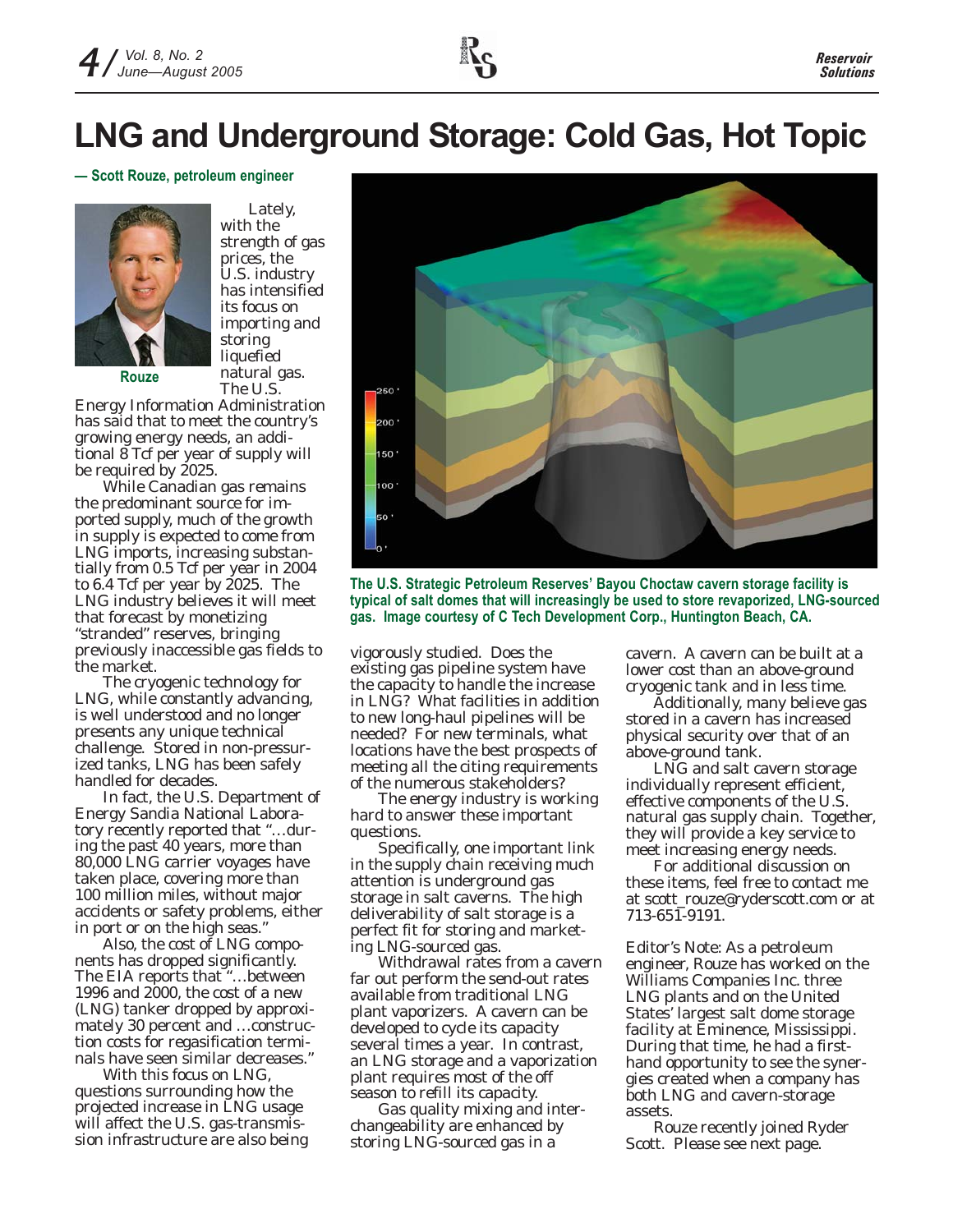# LNG and Underground Storage: Cold Gas, Hot Topic

**— Scott Rouze, petroleum engineer**

Rouze

Lately, with the strength of gas prices, the U.S. industry has intensified its focus on importing and storing liquefied natural gas. The U.S. Energy Information Administration has said that to meet the country's growing energy needs, an additional 8 Tcf per year of supply will be required by 2025.

While Canadian gas remains the predominant source for imported supply, much of the growth in supply is expected to come from LNG imports, increasing substantially from 0.5 Tcf per year in 2004 to 6.4 Tcf per year by 2025. The LNG industry believes it will meet that forecast by monetizing "stranded" reserves, bringing previously inaccessible gas fields to the market.

The cryogenic technology for LNG, while constantly advancing, is well understood and no longer presents any unique technical challenge. Stored in non-pressurized tanks, LNG has been safely handled for decades.

In fact, the U.S. Department of Energy Sandia National Laboratory recently reported that "…during the past 40 years, more than 80,000 LNG carrier voyages have taken place, covering more than 100 million miles, without major accidents or safety problems, either in port or on the high seas."

Also, the cost of LNG components has dropped significantly. The EIA reports that "…between 1996 and 2000, the cost of a new (LNG) tanker dropped by approximately 30 percent and …construction costs for regasification terminals have seen similar decreases."

With this focus on LNG, questions surrounding how the projected increase in LNG usage will affect the U.S. gas-transmission infrastructure are also being vigorously studied. Does the existing gas pipeline system have the capacity to handle the increase in LNG? What facilities in addition to new long-haul pipelines will be needed? For new terminals, what locations have the best prospects of meeting all the citing requirements of the numerous stakeholders?

**The U.S. Strategic Petroleum Reserves' Bayou Choctaw cavern storage facility is typical of salt domes that will increasingly be used to store revaporized, LNG-sourced gas. Image courtesy of C Tech Development Corp., Huntington Beach, CA.**

The energy industry is working hard to answer these important questions.

Specifically, one important link in the supply chain receiving much attention is underground gas storage in salt caverns. The high deliverability of salt storage is a perfect fit for storing and marketing LNG-sourced gas.

Withdrawal rates from a cavern far out perform the send-out rates available from traditional LNG plant vaporizers. A cavern can be developed to cycle its capacity several times a year. In contrast, an LNG storage and a vaporization plant requires most of the off season to refill its capacity.

Gas quality mixing and interchangeability are enhanced by storing LNG-sourced gas in a cavern. A cavern can be built at a lower cost than an above-ground cryogenic tank and in less time.

Additionally, many believe gas stored in a cavern has increased physical security over that of an above-ground tank.

LNG and salt cavern storage individually represent efficient, effective components of the U.S. natural gas supply chain. Together, they will provide a key service to meet increasing energy needs.

For additional discussion on these items, feel free to contact me at scott_rouze@ryderscott.com or at 713-651-9191.

Editor's Note: As a petroleum engineer, Rouze has worked on the Williams Companies Inc. three LNG plants and on the United States' largest salt dome storage facility at Eminence, Mississippi. During that time, he had a first-hand opportunity to see the synergies created when a company has both LNG and cavern-storage assets.

Rouze recently joined Ryder Scott. Please see next page.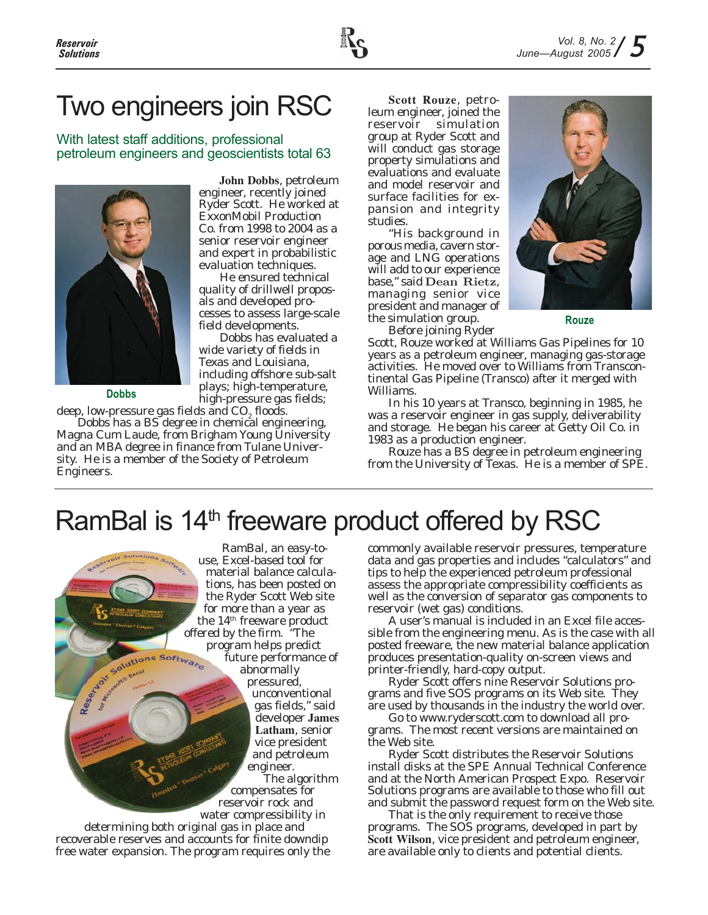# Two engineers join RSC

## With latest staff additions, professional petroleum engineers and geoscientists total 63

Dobbs

**John Dobbs**, petroleum engineer, recently joined Ryder Scott. He worked at ExxonMobil Production Co. from 1998 to 2004 as a senior reservoir engineer and expert in probabilistic evaluation techniques.

He ensured technical quality of drillwell proposals and developed processes to assess large-scale field developments.

Dobbs has evaluated a wide variety of fields in Texas and Louisiana, including offshore sub-salt plays; high-temperature, high-pressure gas fields; deep, low-pressure gas fields and $CO_2$ floods.

Dobbs has a BS degree in chemical engineering, Magna Cum Laude, from Brigham Young University and an MBA degree in finance from Tulane University. He is a member of the Society of Petroleum Engineers.

**Scott Rouze**, petroleum engineer, joined the reservoir simulation group at Ryder Scott and will conduct gas storage property simulations and evaluations and evaluate and model reservoir and surface facilities for expansion and integrity studies.

"His background in porous media, cavern storage and LNG operations will add to our experience base," said **Dean Rietz**, managing senior vice president and manager of the simulation group.

Rouze

Before joining Ryder Scott, Rouze worked at Williams Gas Pipelines for 10 years as a petroleum engineer, managing gas-storage activities. He moved over to Williams from Transcontinental Gas Pipeline (Transco) after it merged with Williams.

In his 10 years at Transco, beginning in 1985, he was a reservoir engineer in gas supply, deliverability and storage. He began his career at Getty Oil Co. in 1983 as a production engineer.

Rouze has a BS degree in petroleum engineering from the University of Texas. He is a member of SPE.

# RamBal is 14th freeware product offered by RSC

RamBal, an easy-to-use, Excel-based tool for material balance calculations, has been posted on the Ryder Scott Web site for more than a year as the 14th freeware product offered by the firm. "The program helps predict future performance of abnormally pressured, unconventional gas fields," said developer **James Latham**, senior vice president and petroleum engineer.

The algorithm compensates for reservoir rock and water compressibility in determining both original gas in place and recoverable reserves and accounts for finite downdip free water expansion. The program requires only the commonly available reservoir pressures, temperature data and gas properties and includes "calculators" and tips to help the experienced petroleum professional assess the appropriate compressibility coefficients as well as the conversion of separator gas components to reservoir (wet gas) conditions.

A user's manual is included in an Excel file accessible from the engineering menu. As is the case with all posted freeware, the new material balance application produces presentation-quality on-screen views and printer-friendly, hard-copy output.

Ryder Scott offers nine Reservoir Solutions programs and five SOS programs on its Web site. They are used by thousands in the industry the world over.

Go to www.ryderscott.com to download all programs. The most recent versions are maintained on the Web site.

Ryder Scott distributes the Reservoir Solutions install disks at the SPE Annual Technical Conference and at the North American Prospect Expo. Reservoir Solutions programs are available to those who fill out and submit the password request form on the Web site.

That is the only requirement to receive those programs. The SOS programs, developed in part by **Scott Wilson**, vice president and petroleum engineer, are available only to clients and potential clients.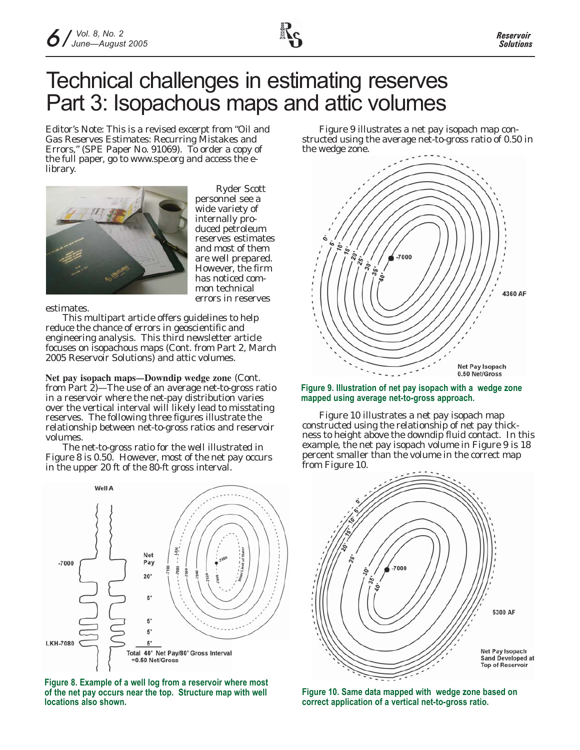# Technical challenges in estimating reserves Part 3: Isopachous maps and attic volumes

Editor's Note: This is a revised excerpt from "Oil and Gas Reserves Estimates: Recurring Mistakes and Errors," (SPE Paper No. 91069). To order a copy of the full paper, go to www.spe.org and access the e-library.

Ryder Scott personnel see a wide variety of internally produced petroleum reserves estimates and most of them are well prepared. However, the firm has noticed common technical errors in reserves estimates.

This multipart article offers guidelines to help reduce the chance of errors in geoscientific and engineering analysis. This third newsletter article focuses on isopachous maps (Cont. from Part 2, March 2005 Reservoir Solutions) and attic volumes.

**Net pay isopach maps—Downdip wedge zone** (Cont. from Part 2)—The use of an average net-to-gross ratio in a reservoir where the net-pay distribution varies over the vertical interval will likely lead to misstating reserves. The following three figures illustrate the relationship between net-to-gross ratios and reservoir volumes.

The net-to-gross ratio for the well illustrated in Figure 8 is 0.50. However, most of the net pay occurs in the upper 20 ft of the 80-ft gross interval.

Figure 8. Example of a well log from a reservoir where most of the net pay occurs near the top. Structure map with well locations also shown.

Figure 9 illustrates a net pay isopach map constructed using the average net-to-gross ratio of 0.50 in the wedge zone.

Figure 9. Illustration of net pay isopach with a wedge zone mapped using average net-to-gross approach.

Figure 10 illustrates a net pay isopach map constructed using the relationship of net pay thickness to height above the downdip fluid contact. In this example, the net pay isopach volume in Figure 9 is 18 percent smaller than the volume in the correct map from Figure 10.

Figure 10. Same data mapped with wedge zone based on correct application of a vertical net-to-gross ratio.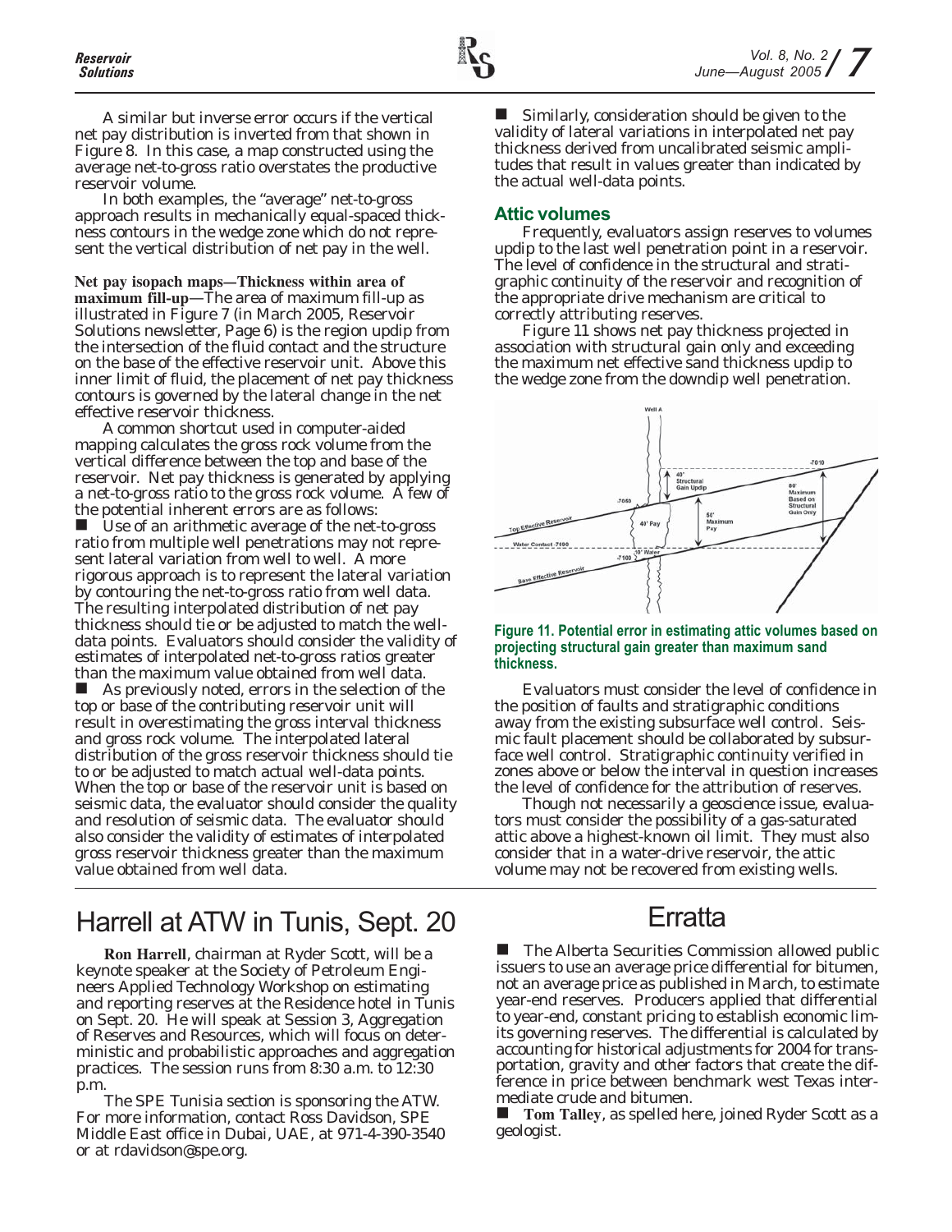A similar but inverse error occurs if the vertical net pay distribution is inverted from that shown in Figure 8. In this case, a map constructed using the average net-to-gross ratio overstates the productive reservoir volume.

In both examples, the "average" net-to-gross approach results in mechanically equal-spaced thickness contours in the wedge zone which do not represent the vertical distribution of net pay in the well.

**Net pay isopach maps—Thickness within area of maximum fill-up**—The area of maximum fill-up as illustrated in Figure 7 (in March 2005, Reservoir Solutions newsletter, Page 6) is the region updip from the intersection of the fluid contact and the structure on the base of the effective reservoir unit. Above this inner limit of fluid, the placement of net pay thickness contours is governed by the lateral change in the net effective reservoir thickness.

A common shortcut used in computer-aided mapping calculates the gross rock volume from the vertical difference between the top and base of the reservoir. Net pay thickness is generated by applying a net-to-gross ratio to the gross rock volume. A few of the potential inherent errors are as follows:

- Use of an arithmetic average of the net-to-gross ratio from multiple well penetrations may not represent lateral variation from well to well. A more rigorous approach is to represent the lateral variation by contouring the net-to-gross ratio from well data. The resulting interpolated distribution of net pay thickness should tie or be adjusted to match the well-data points. Evaluators should consider the validity of estimates of interpolated net-to-gross ratios greater than the maximum value obtained from well data.
- As previously noted, errors in the selection of the top or base of the contributing reservoir unit will result in overestimating the gross interval thickness and gross rock volume. The interpolated lateral distribution of the gross reservoir thickness should tie to or be adjusted to match actual well-data points. When the top or base of the reservoir unit is based on seismic data, the evaluator should consider the quality and resolution of seismic data. The evaluator should also consider the validity of estimates of interpolated gross reservoir thickness greater than the maximum value obtained from well data.
- Similarly, consideration should be given to the validity of lateral variations in interpolated net pay thickness derived from uncalibrated seismic amplitudes that result in values greater than indicated by the actual well-data points.

### Attic volumes

Frequently, evaluators assign reserves to volumes updip to the last well penetration point in a reservoir. The level of confidence in the structural and stratigraphic continuity of the reservoir and recognition of the appropriate drive mechanism are critical to correctly attributing reserves.

Figure 11 shows net pay thickness projected in association with structural gain only and exceeding the maximum net effective sand thickness updip to the wedge zone from the downdip well penetration.

**Figure 11. Potential error in estimating attic volumes based on projecting structural gain greater than maximum sand thickness.**

Evaluators must consider the level of confidence in the position of faults and stratigraphic conditions away from the existing subsurface well control. Seismic fault placement should be collaborated by subsurface well control. Stratigraphic continuity verified in zones above or below the interval in question increases the level of confidence for the attribution of reserves.

Though not necessarily a geoscience issue, evaluators must consider the possibility of a gas-saturated attic above a highest-known oil limit. They must also consider that in a water-drive reservoir, the attic volume may not be recovered from existing wells.

# Harrell at ATW in Tunis, Sept. 20

**Ron Harrell**, chairman at Ryder Scott, will be a keynote speaker at the Society of Petroleum Engineers Applied Technology Workshop on estimating and reporting reserves at the Residence hotel in Tunis on Sept. 20. He will speak at Session 3, Aggregation of Reserves and Resources, which will focus on deterministic and probabilistic approaches and aggregation practices. The session runs from 8:30 a.m. to 12:30 p.m.

The SPE Tunisia section is sponsoring the ATW. For more information, contact Ross Davidson, SPE Middle East office in Dubai, UAE, at 971-4-390-3540 or at rdavidson@spe.org.

# Erratta

- The Alberta Securities Commission allowed public issuers to use an average price differential for bitumen, not an average price as published in March, to estimate year-end reserves. Producers applied that differential to year-end, constant pricing to establish economic limits governing reserves. The differential is calculated by accounting for historical adjustments for 2004 for transportation, gravity and other factors that create the difference in price between benchmark west Texas intermediate crude and bitumen.
- **Tom Talley**, as spelled here, joined Ryder Scott as a geologist.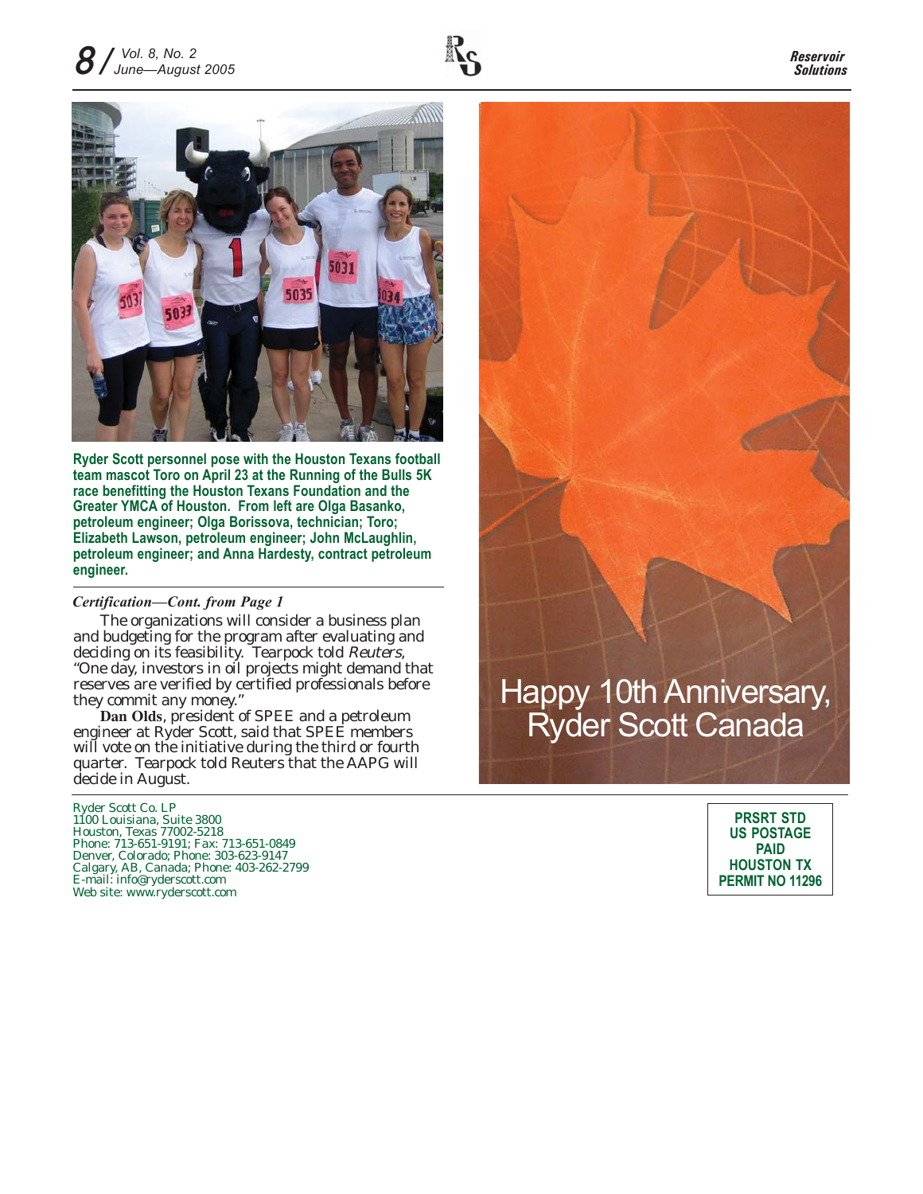Ryder Scott personnel pose with the Houston Texans football team mascot Toro on April 23 at the Running of the Bulls 5K race benefitting the Houston Texans Foundation and the Greater YMCA of Houston. From left are Olga Basanko, petroleum engineer; Olga Borissova, technician; Toro; Elizabeth Lawson, petroleum engineer; John McLaughlin, petroleum engineer; and Anna Hardesty, contract petroleum engineer.

***Certification—Cont. from Page 1***

The organizations will consider a business plan and budgeting for the program after evaluating and deciding on its feasibility. Tearpock told *Reuters*, "One day, investors in oil projects might demand that reserves are verified by certified professionals before they commit any money."

**Dan Olds**, president of SPEE and a petroleum engineer at Ryder Scott, said that SPEE members will vote on the initiative during the third or fourth quarter. Tearpock told Reuters that the AAPG will decide in August.

Happy 10th Anniversary, Ryder Scott Canada

Ryder Scott Co. LP
1100 Louisiana, Suite 3800
Houston, Texas 77002-5218
Phone: 713-651-9191; Fax: 713-651-0849
Denver, Colorado; Phone: 303-623-9147
Calgary, AB, Canada; Phone: 403-262-2799
E-mail: info@ryderscott.com
Web site: www.ryderscott.com

PRSRT STD
US POSTAGE
PAID
HOUSTON TX
PERMIT NO 11296